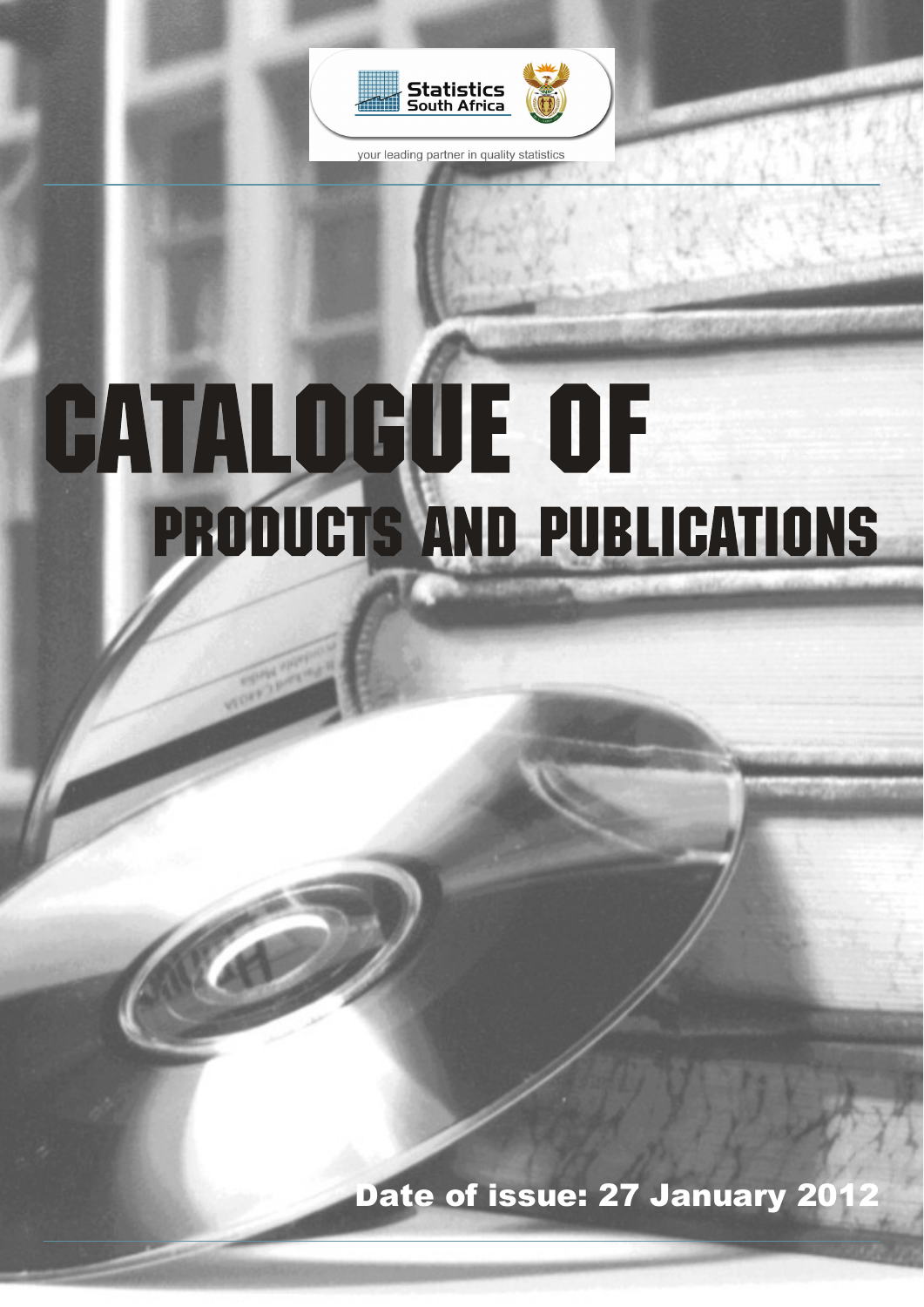Statistics South Africa

your leading partner in quality statistics

# CATALOGUE OF
## PRODUCTS AND PUBLICATIONS

**Date of issue: 27 January 2012**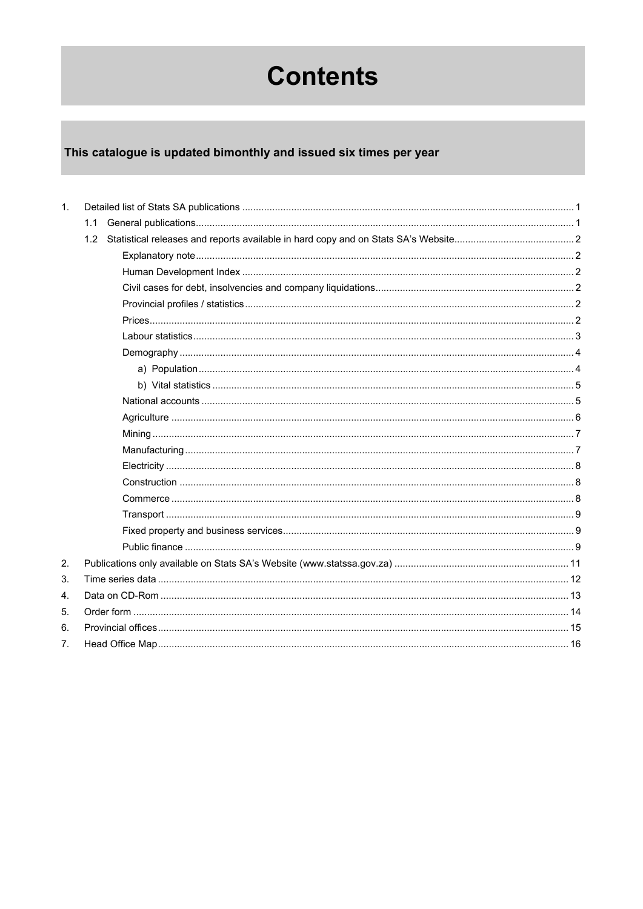# Contents

**This catalogue is updated bimonthly and issued six times per year**

1. Detailed list of Stats SA publications ........ 1
   - 1.1 General publications ........ 1
   - 1.2 Statistical releases and reports available in hard copy and on Stats SA's Website ........ 2
     - Explanatory note ........ 2
     - Human Development Index ........ 2
     - Civil cases for debt, insolvencies and company liquidations ........ 2
     - Provincial profiles / statistics ........ 2
     - Prices ........ 2
     - Labour statistics ........ 3
     - Demography ........ 4
       - a) Population ........ 4
       - b) Vital statistics ........ 5
     - National accounts ........ 5
     - Agriculture ........ 6
     - Mining ........ 7
     - Manufacturing ........ 7
     - Electricity ........ 8
     - Construction ........ 8
     - Commerce ........ 8
     - Transport ........ 9
     - Fixed property and business services ........ 9
     - Public finance ........ 9
2. Publications only available on Stats SA's Website (www.statssa.gov.za) ........ 11
3. Time series data ........ 12
4. Data on CD-Rom ........ 13
5. Order form ........ 14
6. Provincial offices ........ 15
7. Head Office Map ........ 16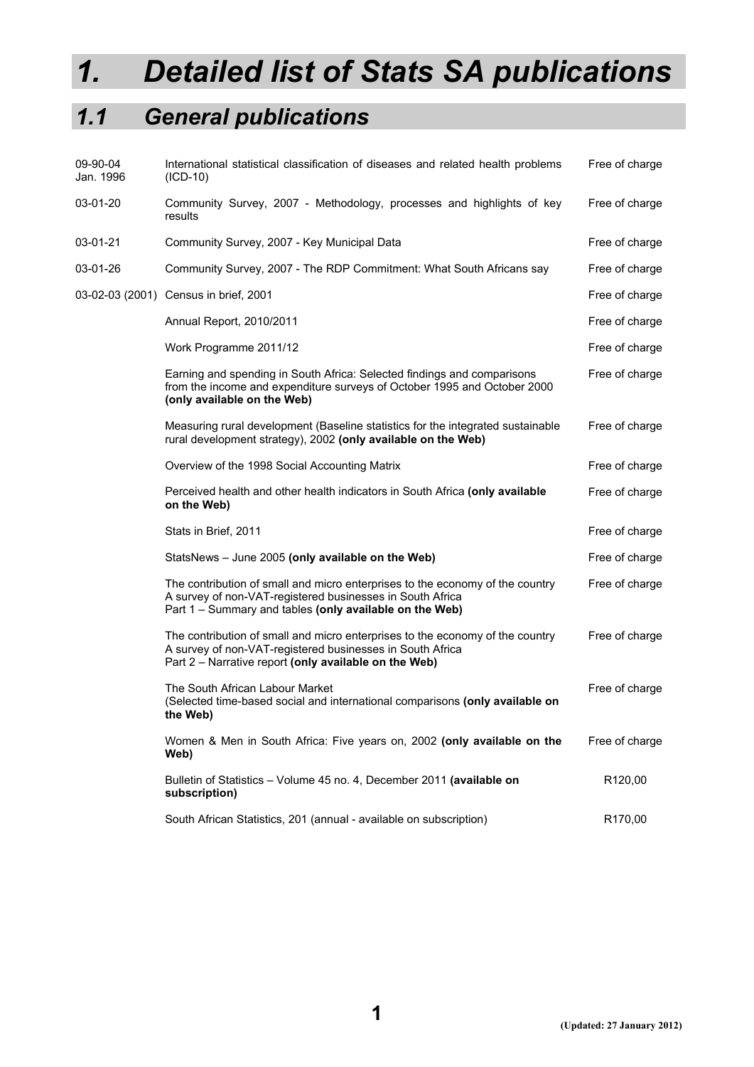# 1. Detailed list of Stats SA publications

## 1.1 General publications

| | | |
|---|---|---|
| 09-90-04 Jan. 1996 | International statistical classification of diseases and related health problems (ICD-10) | Free of charge |
| 03-01-20 | Community Survey, 2007 - Methodology, processes and highlights of key results | Free of charge |
| 03-01-21 | Community Survey, 2007 - Key Municipal Data | Free of charge |
| 03-01-26 | Community Survey, 2007 - The RDP Commitment: What South Africans say | Free of charge |
| 03-02-03 (2001) | Census in brief, 2001 | Free of charge |
| | Annual Report, 2010/2011 | Free of charge |
| | Work Programme 2011/12 | Free of charge |
| | Earning and spending in South Africa: Selected findings and comparisons from the income and expenditure surveys of October 1995 and October 2000 **(only available on the Web)** | Free of charge |
| | Measuring rural development (Baseline statistics for the integrated sustainable rural development strategy), 2002 **(only available on the Web)** | Free of charge |
| | Overview of the 1998 Social Accounting Matrix | Free of charge |
| | Perceived health and other health indicators in South Africa **(only available on the Web)** | Free of charge |
| | Stats in Brief, 2011 | Free of charge |
| | StatsNews – June 2005 **(only available on the Web)** | Free of charge |
| | The contribution of small and micro enterprises to the economy of the country A survey of non-VAT-registered businesses in South Africa Part 1 – Summary and tables **(only available on the Web)** | Free of charge |
| | The contribution of small and micro enterprises to the economy of the country A survey of non-VAT-registered businesses in South Africa Part 2 – Narrative report **(only available on the Web)** | Free of charge |
| | The South African Labour Market (Selected time-based social and international comparisons **(only available on the Web)** | Free of charge |
| | Women & Men in South Africa: Five years on, 2002 **(only available on the Web)** | Free of charge |
| | Bulletin of Statistics – Volume 45 no. 4, December 2011 **(available on subscription)** | R120,00 |
| | South African Statistics, 201 (annual - available on subscription) | R170,00 |

(Updated: 27 January 2012)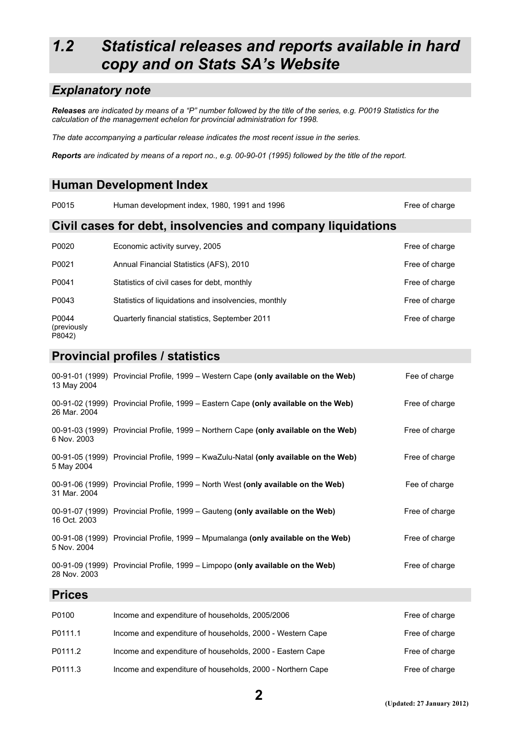## 1.2 Statistical releases and reports available in hard copy and on Stats SA's Website

### Explanatory note

***Releases** are indicated by means of a "P" number followed by the title of the series, e.g. P0019 Statistics for the calculation of the management echelon for provincial administration for 1998.*

*The date accompanying a particular release indicates the most recent issue in the series.*

***Reports** are indicated by means of a report no., e.g. 00-90-01 (1995) followed by the title of the report.*

### Human Development Index

| | | |
|---|---|---|
| P0015 | Human development index, 1980, 1991 and 1996 | Free of charge |

### Civil cases for debt, insolvencies and company liquidations

| | | |
|---|---|---|
| P0020 | Economic activity survey, 2005 | Free of charge |
| P0021 | Annual Financial Statistics (AFS), 2010 | Free of charge |
| P0041 | Statistics of civil cases for debt, monthly | Free of charge |
| P0043 | Statistics of liquidations and insolvencies, monthly | Free of charge |
| P0044 (previously P8042) | Quarterly financial statistics, September 2011 | Free of charge |

### Provincial profiles / statistics

| | | |
|---|---|---|
| 00-91-01 (1999) 13 May 2004 | Provincial Profile, 1999 – Western Cape **(only available on the Web)** | Fee of charge |
| 00-91-02 (1999) 26 Mar. 2004 | Provincial Profile, 1999 – Eastern Cape **(only available on the Web)** | Free of charge |
| 00-91-03 (1999) 6 Nov. 2003 | Provincial Profile, 1999 – Northern Cape **(only available on the Web)** | Free of charge |
| 00-91-05 (1999) 5 May 2004 | Provincial Profile, 1999 – KwaZulu-Natal **(only available on the Web)** | Free of charge |
| 00-91-06 (1999) 31 Mar. 2004 | Provincial Profile, 1999 – North West **(only available on the Web)** | Fee of charge |
| 00-91-07 (1999) 16 Oct. 2003 | Provincial Profile, 1999 – Gauteng **(only available on the Web)** | Free of charge |
| 00-91-08 (1999) 5 Nov. 2004 | Provincial Profile, 1999 – Mpumalanga **(only available on the Web)** | Free of charge |
| 00-91-09 (1999) 28 Nov. 2003 | Provincial Profile, 1999 – Limpopo **(only available on the Web)** | Free of charge |

### Prices

| | | |
|---|---|---|
| P0100 | Income and expenditure of households, 2005/2006 | Free of charge |
| P0111.1 | Income and expenditure of households, 2000 - Western Cape | Free of charge |
| P0111.2 | Income and expenditure of households, 2000 - Eastern Cape | Free of charge |
| P0111.3 | Income and expenditure of households, 2000 - Northern Cape | Free of charge |

(Updated: 27 January 2012)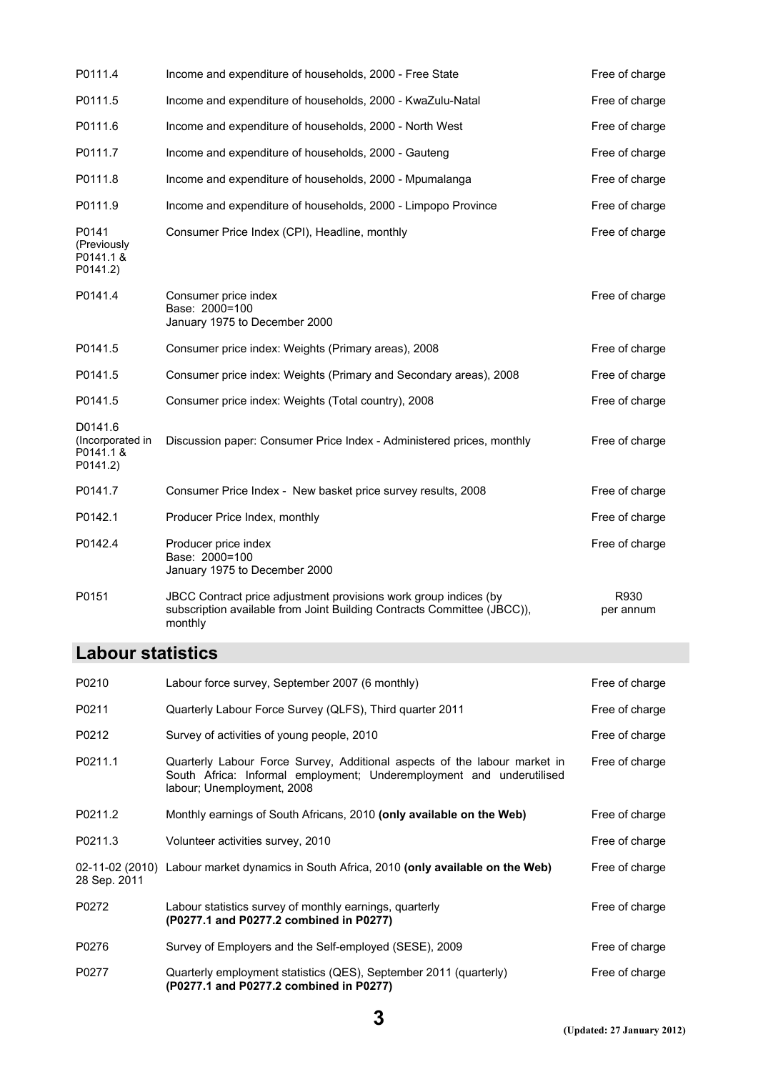| | | |
|---|---|---|
| P0111.4 | Income and expenditure of households, 2000 - Free State | Free of charge |
| P0111.5 | Income and expenditure of households, 2000 - KwaZulu-Natal | Free of charge |
| P0111.6 | Income and expenditure of households, 2000 - North West | Free of charge |
| P0111.7 | Income and expenditure of households, 2000 - Gauteng | Free of charge |
| P0111.8 | Income and expenditure of households, 2000 - Mpumalanga | Free of charge |
| P0111.9 | Income and expenditure of households, 2000 - Limpopo Province | Free of charge |
| P0141 (Previously P0141.1 & P0141.2) | Consumer Price Index (CPI), Headline, monthly | Free of charge |
| P0141.4 | Consumer price index<br>Base: 2000=100<br>January 1975 to December 2000 | Free of charge |
| P0141.5 | Consumer price index: Weights (Primary areas), 2008 | Free of charge |
| P0141.5 | Consumer price index: Weights (Primary and Secondary areas), 2008 | Free of charge |
| P0141.5 | Consumer price index: Weights (Total country), 2008 | Free of charge |
| D0141.6 (Incorporated in P0141.1 & P0141.2) | Discussion paper: Consumer Price Index - Administered prices, monthly | Free of charge |
| P0141.7 | Consumer Price Index - New basket price survey results, 2008 | Free of charge |
| P0142.1 | Producer Price Index, monthly | Free of charge |
| P0142.4 | Producer price index<br>Base: 2000=100<br>January 1975 to December 2000 | Free of charge |
| P0151 | JBCC Contract price adjustment provisions work group indices (by subscription available from Joint Building Contracts Committee (JBCC)), monthly | R930 per annum |

## Labour statistics

| | | |
|---|---|---|
| P0210 | Labour force survey, September 2007 (6 monthly) | Free of charge |
| P0211 | Quarterly Labour Force Survey (QLFS), Third quarter 2011 | Free of charge |
| P0212 | Survey of activities of young people, 2010 | Free of charge |
| P0211.1 | Quarterly Labour Force Survey, Additional aspects of the labour market in South Africa: Informal employment; Underemployment and underutilised labour; Unemployment, 2008 | Free of charge |
| P0211.2 | Monthly earnings of South Africans, 2010 **(only available on the Web)** | Free of charge |
| P0211.3 | Volunteer activities survey, 2010 | Free of charge |
| 02-11-02 (2010) 28 Sep. 2011 | Labour market dynamics in South Africa, 2010 **(only available on the Web)** | Free of charge |
| P0272 | Labour statistics survey of monthly earnings, quarterly<br>**(P0277.1 and P0277.2 combined in P0277)** | Free of charge |
| P0276 | Survey of Employers and the Self-employed (SESE), 2009 | Free of charge |
| P0277 | Quarterly employment statistics (QES), September 2011 (quarterly)<br>**(P0277.1 and P0277.2 combined in P0277)** | Free of charge |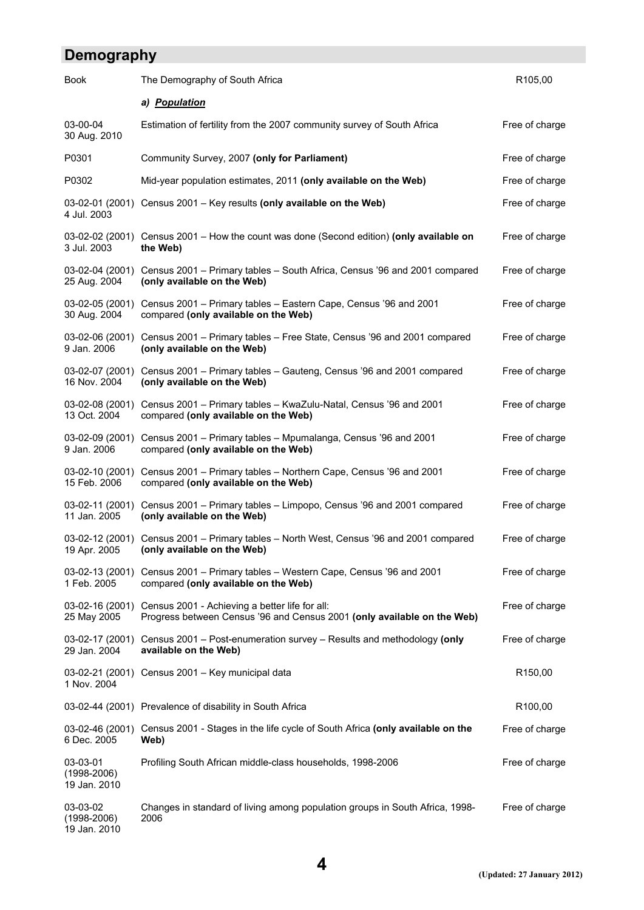## Demography

| | | |
|---|---|---|
| Book | The Demography of South Africa | R105,00 |
| | ***a) Population*** | |
| 03-00-04<br>30 Aug. 2010 | Estimation of fertility from the 2007 community survey of South Africa | Free of charge |
| P0301 | Community Survey, 2007 **(only for Parliament)** | Free of charge |
| P0302 | Mid-year population estimates, 2011 **(only available on the Web)** | Free of charge |
| 03-02-01 (2001)<br>4 Jul. 2003 | Census 2001 – Key results **(only available on the Web)** | Free of charge |
| 03-02-02 (2001)<br>3 Jul. 2003 | Census 2001 – How the count was done (Second edition) **(only available on the Web)** | Free of charge |
| 03-02-04 (2001)<br>25 Aug. 2004 | Census 2001 – Primary tables – South Africa, Census '96 and 2001 compared **(only available on the Web)** | Free of charge |
| 03-02-05 (2001)<br>30 Aug. 2004 | Census 2001 – Primary tables – Eastern Cape, Census '96 and 2001 compared **(only available on the Web)** | Free of charge |
| 03-02-06 (2001)<br>9 Jan. 2006 | Census 2001 – Primary tables – Free State, Census '96 and 2001 compared **(only available on the Web)** | Free of charge |
| 03-02-07 (2001)<br>16 Nov. 2004 | Census 2001 – Primary tables – Gauteng, Census '96 and 2001 compared **(only available on the Web)** | Free of charge |
| 03-02-08 (2001)<br>13 Oct. 2004 | Census 2001 – Primary tables – KwaZulu-Natal, Census '96 and 2001 compared **(only available on the Web)** | Free of charge |
| 03-02-09 (2001)<br>9 Jan. 2006 | Census 2001 – Primary tables – Mpumalanga, Census '96 and 2001 compared **(only available on the Web)** | Free of charge |
| 03-02-10 (2001)<br>15 Feb. 2006 | Census 2001 – Primary tables – Northern Cape, Census '96 and 2001 compared **(only available on the Web)** | Free of charge |
| 03-02-11 (2001)<br>11 Jan. 2005 | Census 2001 – Primary tables – Limpopo, Census '96 and 2001 compared **(only available on the Web)** | Free of charge |
| 03-02-12 (2001)<br>19 Apr. 2005 | Census 2001 – Primary tables – North West, Census '96 and 2001 compared **(only available on the Web)** | Free of charge |
| 03-02-13 (2001)<br>1 Feb. 2005 | Census 2001 – Primary tables – Western Cape, Census '96 and 2001 compared **(only available on the Web)** | Free of charge |
| 03-02-16 (2001)<br>25 May 2005 | Census 2001 - Achieving a better life for all:<br>Progress between Census '96 and Census 2001 **(only available on the Web)** | Free of charge |
| 03-02-17 (2001)<br>29 Jan. 2004 | Census 2001 – Post-enumeration survey – Results and methodology **(only available on the Web)** | Free of charge |
| 03-02-21 (2001)<br>1 Nov. 2004 | Census 2001 – Key municipal data | R150,00 |
| 03-02-44 (2001) | Prevalence of disability in South Africa | R100,00 |
| 03-02-46 (2001)<br>6 Dec. 2005 | Census 2001 - Stages in the life cycle of South Africa **(only available on the Web)** | Free of charge |
| 03-03-01<br>(1998-2006)<br>19 Jan. 2010 | Profiling South African middle-class households, 1998-2006 | Free of charge |
| 03-03-02<br>(1998-2006)<br>19 Jan. 2010 | Changes in standard of living among population groups in South Africa, 1998-2006 | Free of charge |

(Updated: 27 January 2012)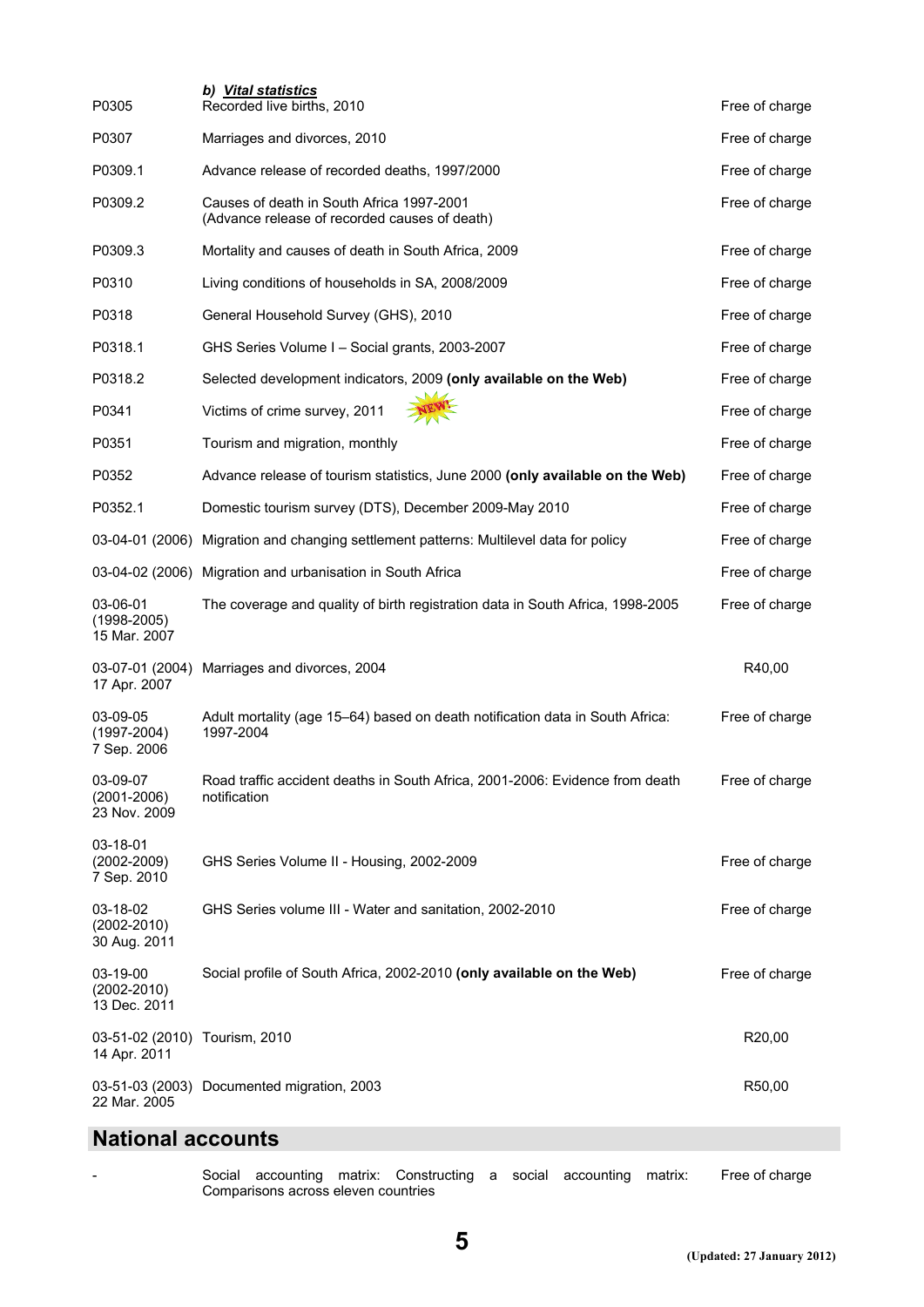***b) Vital statistics***

| | | |
|---|---|---|
| P0305 | Recorded live births, 2010 | Free of charge |
| P0307 | Marriages and divorces, 2010 | Free of charge |
| P0309.1 | Advance release of recorded deaths, 1997/2000 | Free of charge |
| P0309.2 | Causes of death in South Africa 1997-2001 (Advance release of recorded causes of death) | Free of charge |
| P0309.3 | Mortality and causes of death in South Africa, 2009 | Free of charge |
| P0310 | Living conditions of households in SA, 2008/2009 | Free of charge |
| P0318 | General Household Survey (GHS), 2010 | Free of charge |
| P0318.1 | GHS Series Volume I – Social grants, 2003-2007 | Free of charge |
| P0318.2 | Selected development indicators, 2009 **(only available on the Web)** | Free of charge |
| P0341 | Victims of crime survey, 2011 NEW! | Free of charge |
| P0351 | Tourism and migration, monthly | Free of charge |
| P0352 | Advance release of tourism statistics, June 2000 **(only available on the Web)** | Free of charge |
| P0352.1 | Domestic tourism survey (DTS), December 2009-May 2010 | Free of charge |
| 03-04-01 (2006) | Migration and changing settlement patterns: Multilevel data for policy | Free of charge |
| 03-04-02 (2006) | Migration and urbanisation in South Africa | Free of charge |
| 03-06-01 (1998-2005) 15 Mar. 2007 | The coverage and quality of birth registration data in South Africa, 1998-2005 | Free of charge |
| 03-07-01 (2004) 17 Apr. 2007 | Marriages and divorces, 2004 | R40,00 |
| 03-09-05 (1997-2004) 7 Sep. 2006 | Adult mortality (age 15–64) based on death notification data in South Africa: 1997-2004 | Free of charge |
| 03-09-07 (2001-2006) 23 Nov. 2009 | Road traffic accident deaths in South Africa, 2001-2006: Evidence from death notification | Free of charge |
| 03-18-01 (2002-2009) 7 Sep. 2010 | GHS Series Volume II - Housing, 2002-2009 | Free of charge |
| 03-18-02 (2002-2010) 30 Aug. 2011 | GHS Series volume III - Water and sanitation, 2002-2010 | Free of charge |
| 03-19-00 (2002-2010) 13 Dec. 2011 | Social profile of South Africa, 2002-2010 **(only available on the Web)** | Free of charge |
| 03-51-02 (2010) 14 Apr. 2011 | Tourism, 2010 | R20,00 |
| 03-51-03 (2003) 22 Mar. 2005 | Documented migration, 2003 | R50,00 |

## National accounts

| | | |
|---|---|---|
| - | Social accounting matrix: Constructing a social accounting matrix: Comparisons across eleven countries | Free of charge |

(Updated: 27 January 2012)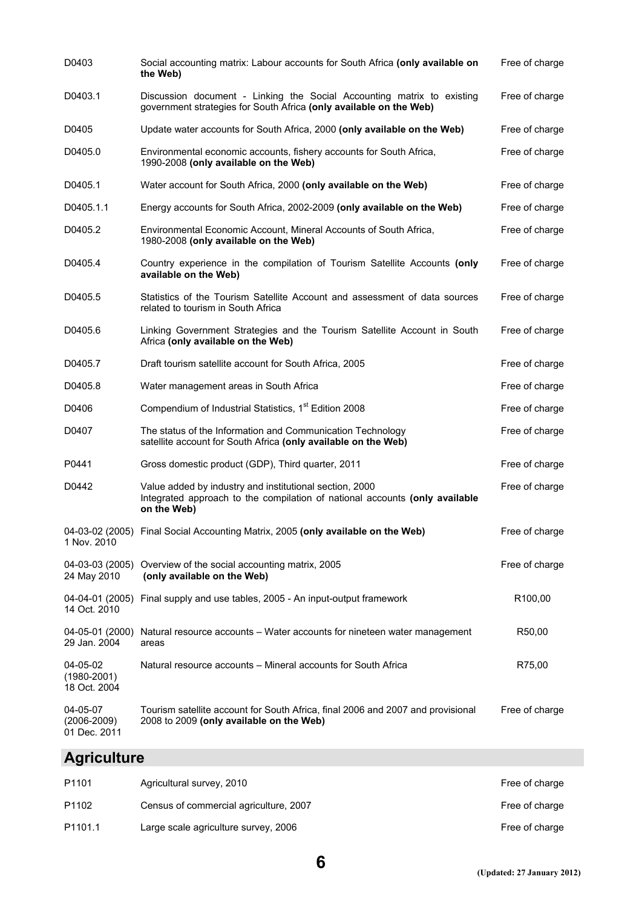| | | |
|---|---|---|
| D0403 | Social accounting matrix: Labour accounts for South Africa **(only available on the Web)** | Free of charge |
| D0403.1 | Discussion document - Linking the Social Accounting matrix to existing government strategies for South Africa **(only available on the Web)** | Free of charge |
| D0405 | Update water accounts for South Africa, 2000 **(only available on the Web)** | Free of charge |
| D0405.0 | Environmental economic accounts, fishery accounts for South Africa, 1990-2008 **(only available on the Web)** | Free of charge |
| D0405.1 | Water account for South Africa, 2000 **(only available on the Web)** | Free of charge |
| D0405.1.1 | Energy accounts for South Africa, 2002-2009 **(only available on the Web)** | Free of charge |
| D0405.2 | Environmental Economic Account, Mineral Accounts of South Africa, 1980-2008 **(only available on the Web)** | Free of charge |
| D0405.4 | Country experience in the compilation of Tourism Satellite Accounts **(only available on the Web)** | Free of charge |
| D0405.5 | Statistics of the Tourism Satellite Account and assessment of data sources related to tourism in South Africa | Free of charge |
| D0405.6 | Linking Government Strategies and the Tourism Satellite Account in South Africa **(only available on the Web)** | Free of charge |
| D0405.7 | Draft tourism satellite account for South Africa, 2005 | Free of charge |
| D0405.8 | Water management areas in South Africa | Free of charge |
| D0406 | Compendium of Industrial Statistics, 1st Edition 2008 | Free of charge |
| D0407 | The status of the Information and Communication Technology satellite account for South Africa **(only available on the Web)** | Free of charge |
| P0441 | Gross domestic product (GDP), Third quarter, 2011 | Free of charge |
| D0442 | Value added by industry and institutional section, 2000<br>Integrated approach to the compilation of national accounts **(only available on the Web)** | Free of charge |
| 04-03-02 (2005)<br>1 Nov. 2010 | Final Social Accounting Matrix, 2005 **(only available on the Web)** | Free of charge |
| 04-03-03 (2005)<br>24 May 2010 | Overview of the social accounting matrix, 2005 **(only available on the Web)** | Free of charge |
| 04-04-01 (2005)<br>14 Oct. 2010 | Final supply and use tables, 2005 - An input-output framework | R100,00 |
| 04-05-01 (2000)<br>29 Jan. 2004 | Natural resource accounts – Water accounts for nineteen water management areas | R50,00 |
| 04-05-02<br>(1980-2001)<br>18 Oct. 2004 | Natural resource accounts – Mineral accounts for South Africa | R75,00 |
| 04-05-07<br>(2006-2009)<br>01 Dec. 2011 | Tourism satellite account for South Africa, final 2006 and 2007 and provisional 2008 to 2009 **(only available on the Web)** | Free of charge |

## Agriculture

| | | |
|---|---|---|
| P1101 | Agricultural survey, 2010 | Free of charge |
| P1102 | Census of commercial agriculture, 2007 | Free of charge |
| P1101.1 | Large scale agriculture survey, 2006 | Free of charge |

**(Updated: 27 January 2012)**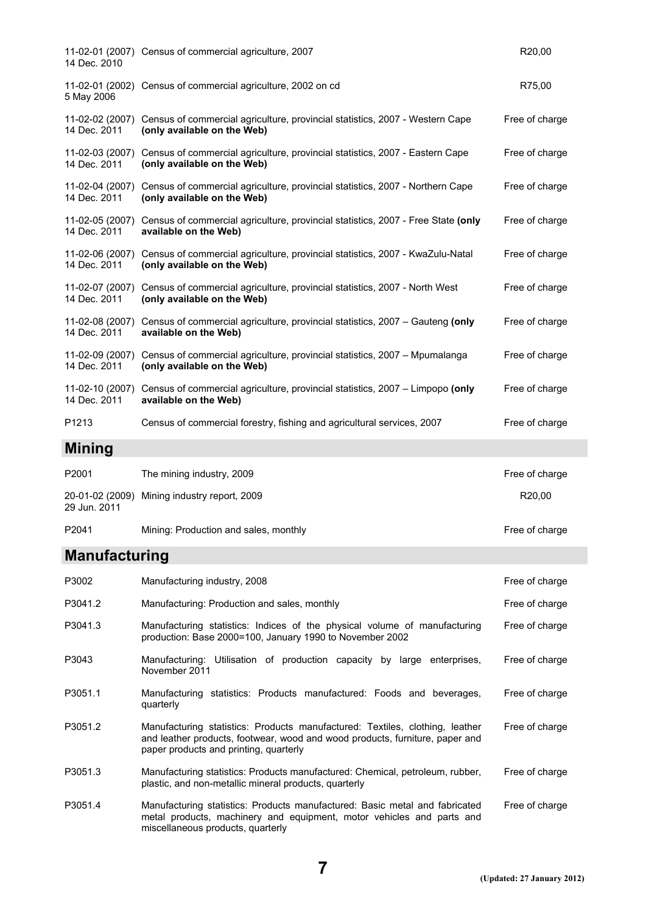| | | |
|---|---|---|
| 11-02-01 (2007) 14 Dec. 2010 | Census of commercial agriculture, 2007 | R20,00 |
| 11-02-01 (2002) 5 May 2006 | Census of commercial agriculture, 2002 on cd | R75,00 |
| 11-02-02 (2007) 14 Dec. 2011 | Census of commercial agriculture, provincial statistics, 2007 - Western Cape **(only available on the Web)** | Free of charge |
| 11-02-03 (2007) 14 Dec. 2011 | Census of commercial agriculture, provincial statistics, 2007 - Eastern Cape **(only available on the Web)** | Free of charge |
| 11-02-04 (2007) 14 Dec. 2011 | Census of commercial agriculture, provincial statistics, 2007 - Northern Cape **(only available on the Web)** | Free of charge |
| 11-02-05 (2007) 14 Dec. 2011 | Census of commercial agriculture, provincial statistics, 2007 - Free State **(only available on the Web)** | Free of charge |
| 11-02-06 (2007) 14 Dec. 2011 | Census of commercial agriculture, provincial statistics, 2007 - KwaZulu-Natal **(only available on the Web)** | Free of charge |
| 11-02-07 (2007) 14 Dec. 2011 | Census of commercial agriculture, provincial statistics, 2007 - North West **(only available on the Web)** | Free of charge |
| 11-02-08 (2007) 14 Dec. 2011 | Census of commercial agriculture, provincial statistics, 2007 – Gauteng **(only available on the Web)** | Free of charge |
| 11-02-09 (2007) 14 Dec. 2011 | Census of commercial agriculture, provincial statistics, 2007 – Mpumalanga **(only available on the Web)** | Free of charge |
| 11-02-10 (2007) 14 Dec. 2011 | Census of commercial agriculture, provincial statistics, 2007 – Limpopo **(only available on the Web)** | Free of charge |
| P1213 | Census of commercial forestry, fishing and agricultural services, 2007 | Free of charge |

## Mining

| | | |
|---|---|---|
| P2001 | The mining industry, 2009 | Free of charge |
| 20-01-02 (2009) 29 Jun. 2011 | Mining industry report, 2009 | R20,00 |
| P2041 | Mining: Production and sales, monthly | Free of charge |

## Manufacturing

| | | |
|---|---|---|
| P3002 | Manufacturing industry, 2008 | Free of charge |
| P3041.2 | Manufacturing: Production and sales, monthly | Free of charge |
| P3041.3 | Manufacturing statistics: Indices of the physical volume of manufacturing production: Base 2000=100, January 1990 to November 2002 | Free of charge |
| P3043 | Manufacturing: Utilisation of production capacity by large enterprises, November 2011 | Free of charge |
| P3051.1 | Manufacturing statistics: Products manufactured: Foods and beverages, quarterly | Free of charge |
| P3051.2 | Manufacturing statistics: Products manufactured: Textiles, clothing, leather and leather products, footwear, wood and wood products, furniture, paper and paper products and printing, quarterly | Free of charge |
| P3051.3 | Manufacturing statistics: Products manufactured: Chemical, petroleum, rubber, plastic, and non-metallic mineral products, quarterly | Free of charge |
| P3051.4 | Manufacturing statistics: Products manufactured: Basic metal and fabricated metal products, machinery and equipment, motor vehicles and parts and miscellaneous products, quarterly | Free of charge |

(Updated: 27 January 2012)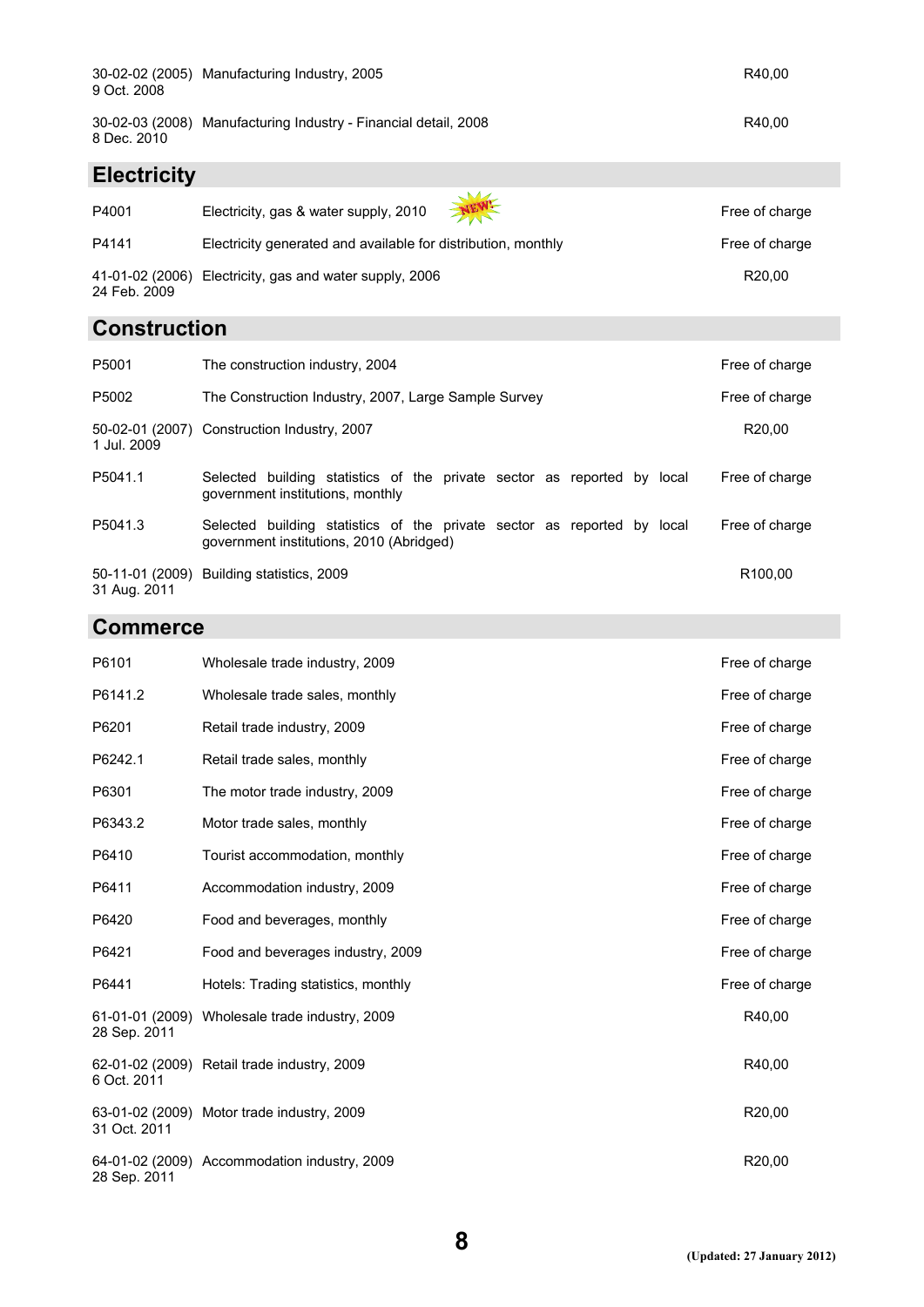| | | |
|---|---|---|
| 30-02-02 (2005) 9 Oct. 2008 | Manufacturing Industry, 2005 | R40,00 |
| 30-02-03 (2008) 8 Dec. 2010 | Manufacturing Industry - Financial detail, 2008 | R40,00 |

## Electricity

| | | |
|---|---|---|
| P4001 | Electricity, gas & water supply, 2010 NEW! | Free of charge |
| P4141 | Electricity generated and available for distribution, monthly | Free of charge |
| 41-01-02 (2006) 24 Feb. 2009 | Electricity, gas and water supply, 2006 | R20,00 |

## Construction

| | | |
|---|---|---|
| P5001 | The construction industry, 2004 | Free of charge |
| P5002 | The Construction Industry, 2007, Large Sample Survey | Free of charge |
| 50-02-01 (2007) 1 Jul. 2009 | Construction Industry, 2007 | R20,00 |
| P5041.1 | Selected building statistics of the private sector as reported by local government institutions, monthly | Free of charge |
| P5041.3 | Selected building statistics of the private sector as reported by local government institutions, 2010 (Abridged) | Free of charge |
| 50-11-01 (2009) 31 Aug. 2011 | Building statistics, 2009 | R100,00 |

## Commerce

| | | |
|---|---|---|
| P6101 | Wholesale trade industry, 2009 | Free of charge |
| P6141.2 | Wholesale trade sales, monthly | Free of charge |
| P6201 | Retail trade industry, 2009 | Free of charge |
| P6242.1 | Retail trade sales, monthly | Free of charge |
| P6301 | The motor trade industry, 2009 | Free of charge |
| P6343.2 | Motor trade sales, monthly | Free of charge |
| P6410 | Tourist accommodation, monthly | Free of charge |
| P6411 | Accommodation industry, 2009 | Free of charge |
| P6420 | Food and beverages, monthly | Free of charge |
| P6421 | Food and beverages industry, 2009 | Free of charge |
| P6441 | Hotels: Trading statistics, monthly | Free of charge |
| 61-01-01 (2009) 28 Sep. 2011 | Wholesale trade industry, 2009 | R40,00 |
| 62-01-02 (2009) 6 Oct. 2011 | Retail trade industry, 2009 | R40,00 |
| 63-01-02 (2009) 31 Oct. 2011 | Motor trade industry, 2009 | R20,00 |
| 64-01-02 (2009) 28 Sep. 2011 | Accommodation industry, 2009 | R20,00 |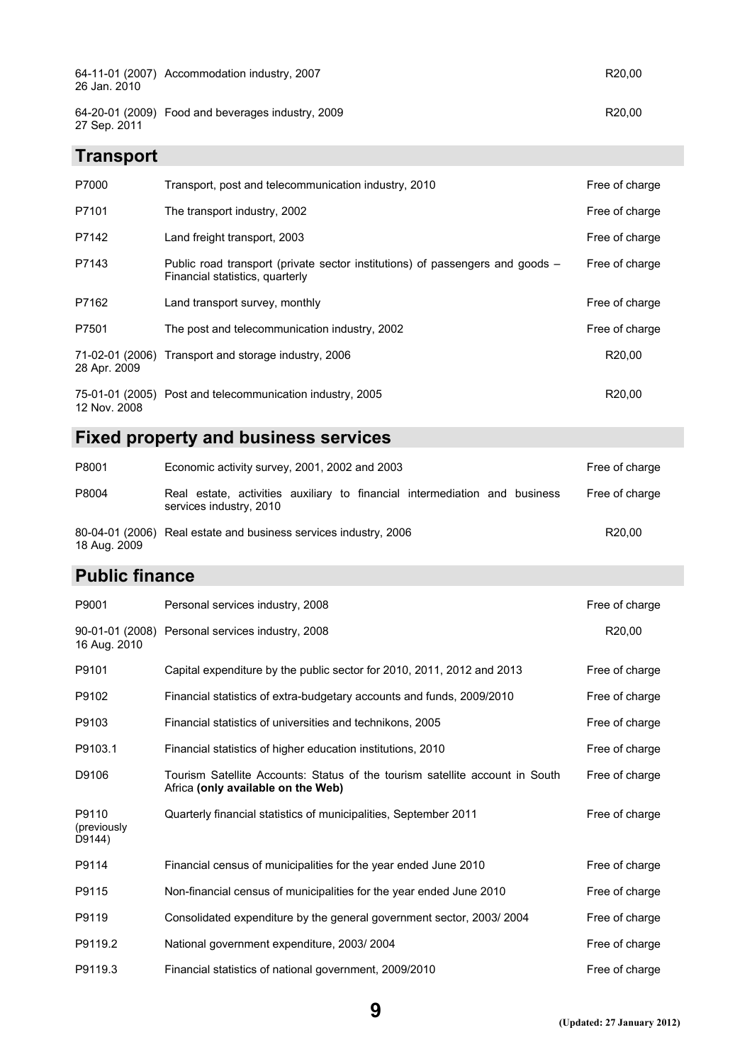| | | |
|---|---|---|
| 64-11-01 (2007) 26 Jan. 2010 | Accommodation industry, 2007 | R20,00 |
| 64-20-01 (2009) 27 Sep. 2011 | Food and beverages industry, 2009 | R20,00 |

## Transport

| | | |
|---|---|---|
| P7000 | Transport, post and telecommunication industry, 2010 | Free of charge |
| P7101 | The transport industry, 2002 | Free of charge |
| P7142 | Land freight transport, 2003 | Free of charge |
| P7143 | Public road transport (private sector institutions) of passengers and goods – Financial statistics, quarterly | Free of charge |
| P7162 | Land transport survey, monthly | Free of charge |
| P7501 | The post and telecommunication industry, 2002 | Free of charge |
| 71-02-01 (2006) 28 Apr. 2009 | Transport and storage industry, 2006 | R20,00 |
| 75-01-01 (2005) 12 Nov. 2008 | Post and telecommunication industry, 2005 | R20,00 |

## Fixed property and business services

| | | |
|---|---|---|
| P8001 | Economic activity survey, 2001, 2002 and 2003 | Free of charge |
| P8004 | Real estate, activities auxiliary to financial intermediation and business services industry, 2010 | Free of charge |
| 80-04-01 (2006) 18 Aug. 2009 | Real estate and business services industry, 2006 | R20,00 |

## Public finance

| | | |
|---|---|---|
| P9001 | Personal services industry, 2008 | Free of charge |
| 90-01-01 (2008) 16 Aug. 2010 | Personal services industry, 2008 | R20,00 |
| P9101 | Capital expenditure by the public sector for 2010, 2011, 2012 and 2013 | Free of charge |
| P9102 | Financial statistics of extra-budgetary accounts and funds, 2009/2010 | Free of charge |
| P9103 | Financial statistics of universities and technikons, 2005 | Free of charge |
| P9103.1 | Financial statistics of higher education institutions, 2010 | Free of charge |
| D9106 | Tourism Satellite Accounts: Status of the tourism satellite account in South Africa **(only available on the Web)** | Free of charge |
| P9110 (previously D9144) | Quarterly financial statistics of municipalities, September 2011 | Free of charge |
| P9114 | Financial census of municipalities for the year ended June 2010 | Free of charge |
| P9115 | Non-financial census of municipalities for the year ended June 2010 | Free of charge |
| P9119 | Consolidated expenditure by the general government sector, 2003/ 2004 | Free of charge |
| P9119.2 | National government expenditure, 2003/ 2004 | Free of charge |
| P9119.3 | Financial statistics of national government, 2009/2010 | Free of charge |

(Updated: 27 January 2012)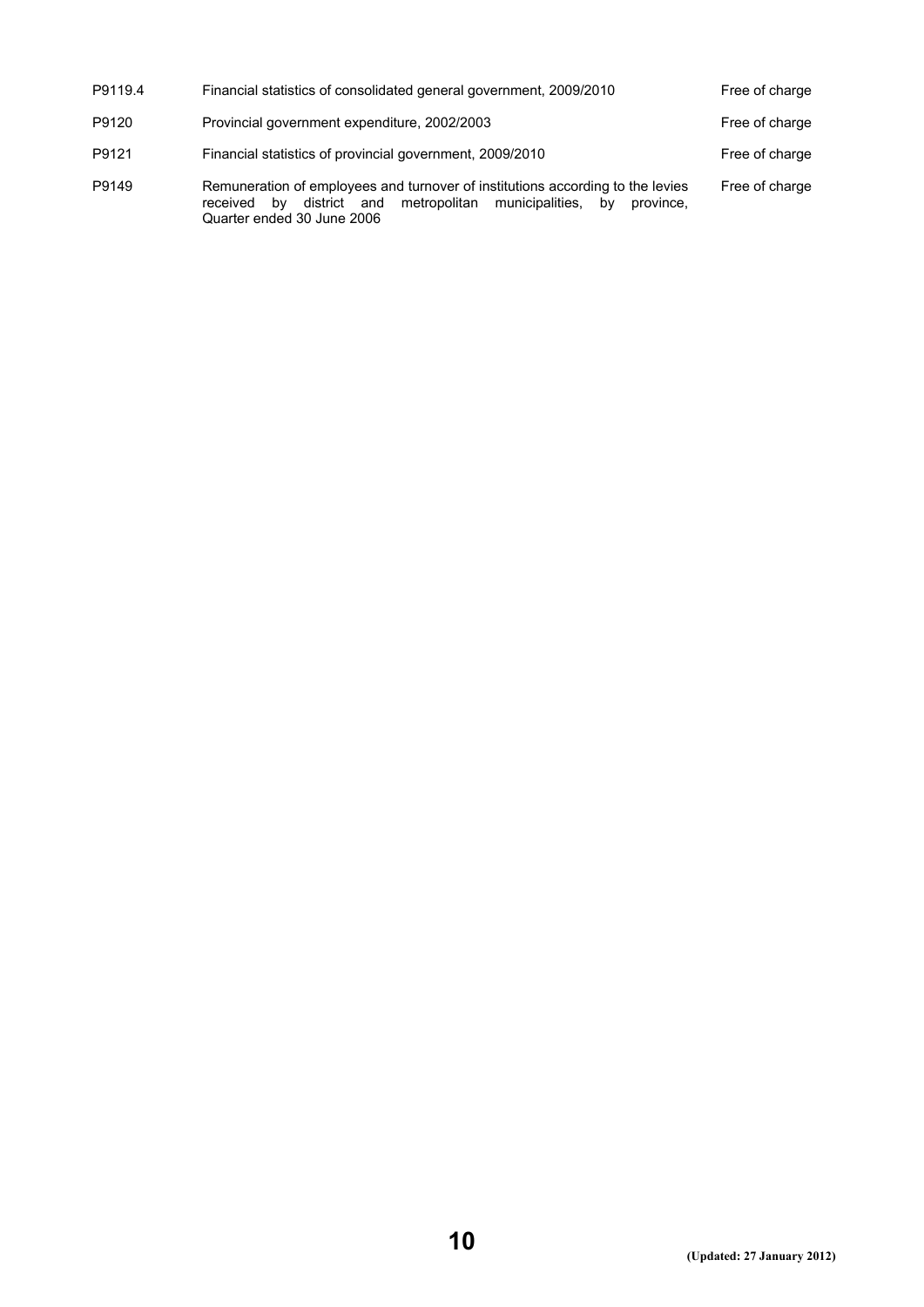| | | |
|---|---|---|
| P9119.4 | Financial statistics of consolidated general government, 2009/2010 | Free of charge |
| P9120 | Provincial government expenditure, 2002/2003 | Free of charge |
| P9121 | Financial statistics of provincial government, 2009/2010 | Free of charge |
| P9149 | Remuneration of employees and turnover of institutions according to the levies received by district and metropolitan municipalities, by province, Quarter ended 30 June 2006 | Free of charge |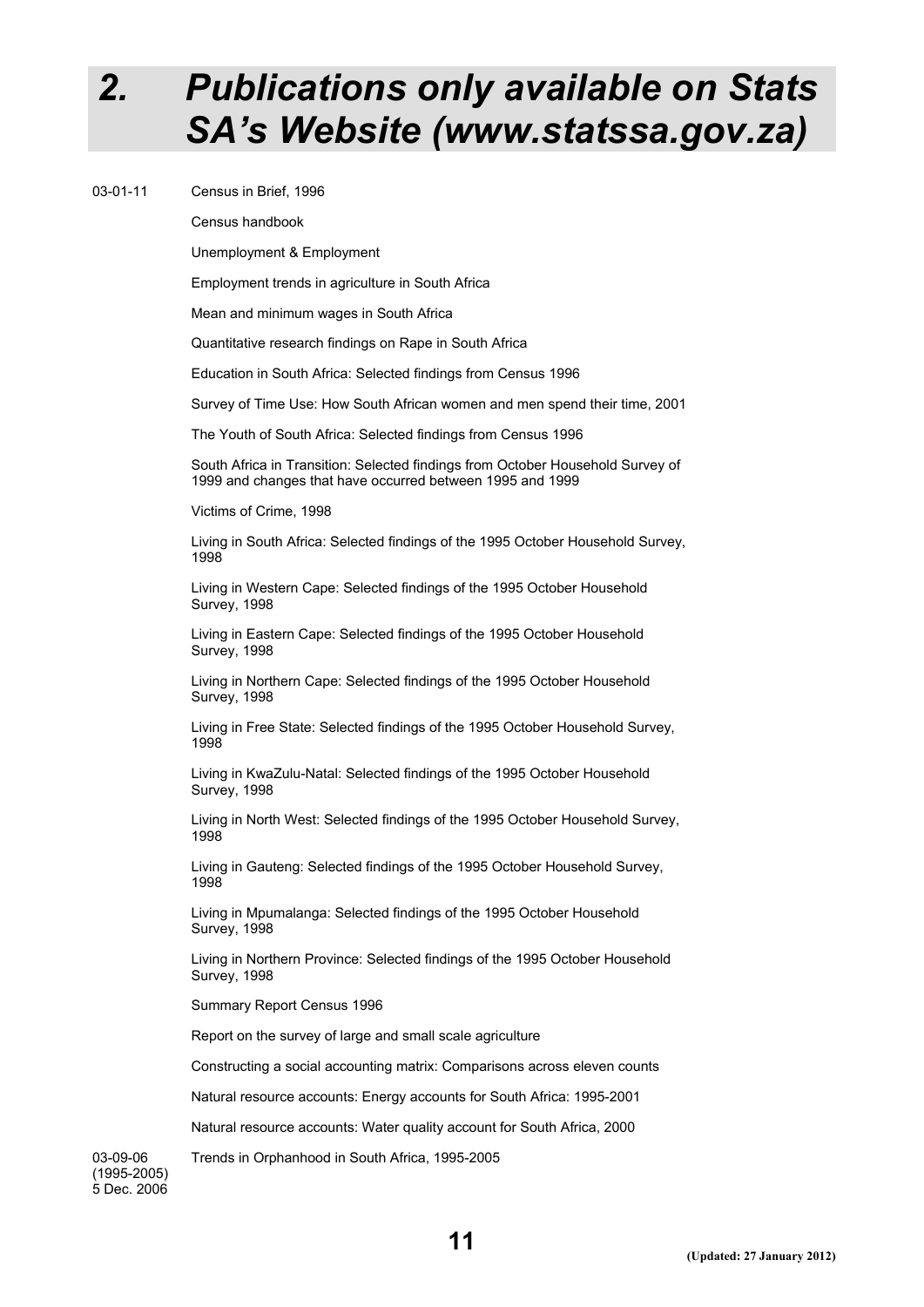# 2. Publications only available on Stats SA's Website (www.statssa.gov.za)

03-01-11 Census in Brief, 1996

Census handbook

Unemployment & Employment

Employment trends in agriculture in South Africa

Mean and minimum wages in South Africa

Quantitative research findings on Rape in South Africa

Education in South Africa: Selected findings from Census 1996

Survey of Time Use: How South African women and men spend their time, 2001

The Youth of South Africa: Selected findings from Census 1996

South Africa in Transition: Selected findings from October Household Survey of 1999 and changes that have occurred between 1995 and 1999

Victims of Crime, 1998

Living in South Africa: Selected findings of the 1995 October Household Survey, 1998

Living in Western Cape: Selected findings of the 1995 October Household Survey, 1998

Living in Eastern Cape: Selected findings of the 1995 October Household Survey, 1998

Living in Northern Cape: Selected findings of the 1995 October Household Survey, 1998

Living in Free State: Selected findings of the 1995 October Household Survey, 1998

Living in KwaZulu-Natal: Selected findings of the 1995 October Household Survey, 1998

Living in North West: Selected findings of the 1995 October Household Survey, 1998

Living in Gauteng: Selected findings of the 1995 October Household Survey, 1998

Living in Mpumalanga: Selected findings of the 1995 October Household Survey, 1998

Living in Northern Province: Selected findings of the 1995 October Household Survey, 1998

Summary Report Census 1996

Report on the survey of large and small scale agriculture

Constructing a social accounting matrix: Comparisons across eleven counts

Natural resource accounts: Energy accounts for South Africa: 1995-2001

Natural resource accounts: Water quality account for South Africa, 2000

03-09-06 (1995-2005) 5 Dec. 2006 Trends in Orphanhood in South Africa, 1995-2005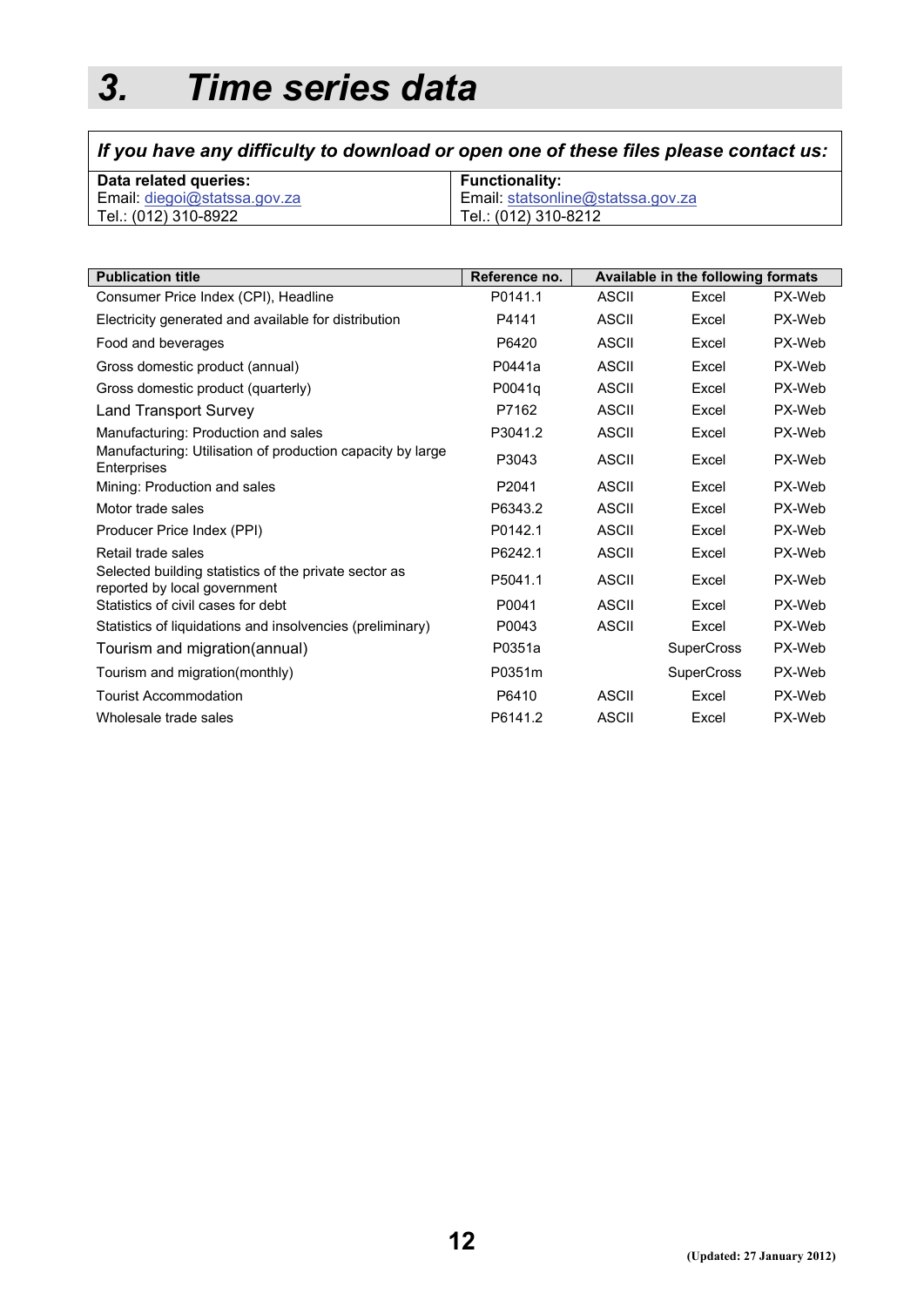# 3. Time series data

| *If you have any difficulty to download or open one of these files please contact us:* | |
|---|---|
| **Data related queries:**<br>Email: diegoi@statssa.gov.za<br>Tel.: (012) 310-8922 | **Functionality:**<br>Email: statsonline@statssa.gov.za<br>Tel.: (012) 310-8212 |

| Publication title | Reference no. | Available in the following formats | | |
|---|---|---|---|---|
| Consumer Price Index (CPI), Headline | P0141.1 | ASCII | Excel | PX-Web |
| Electricity generated and available for distribution | P4141 | ASCII | Excel | PX-Web |
| Food and beverages | P6420 | ASCII | Excel | PX-Web |
| Gross domestic product (annual) | P0441a | ASCII | Excel | PX-Web |
| Gross domestic product (quarterly) | P0041q | ASCII | Excel | PX-Web |
| Land Transport Survey | P7162 | ASCII | Excel | PX-Web |
| Manufacturing: Production and sales | P3041.2 | ASCII | Excel | PX-Web |
| Manufacturing: Utilisation of production capacity by large Enterprises | P3043 | ASCII | Excel | PX-Web |
| Mining: Production and sales | P2041 | ASCII | Excel | PX-Web |
| Motor trade sales | P6343.2 | ASCII | Excel | PX-Web |
| Producer Price Index (PPI) | P0142.1 | ASCII | Excel | PX-Web |
| Retail trade sales | P6242.1 | ASCII | Excel | PX-Web |
| Selected building statistics of the private sector as reported by local government | P5041.1 | ASCII | Excel | PX-Web |
| Statistics of civil cases for debt | P0041 | ASCII | Excel | PX-Web |
| Statistics of liquidations and insolvencies (preliminary) | P0043 | ASCII | Excel | PX-Web |
| Tourism and migration(annual) | P0351a | | SuperCross | PX-Web |
| Tourism and migration(monthly) | P0351m | | SuperCross | PX-Web |
| Tourist Accommodation | P6410 | ASCII | Excel | PX-Web |
| Wholesale trade sales | P6141.2 | ASCII | Excel | PX-Web |

(Updated: 27 January 2012)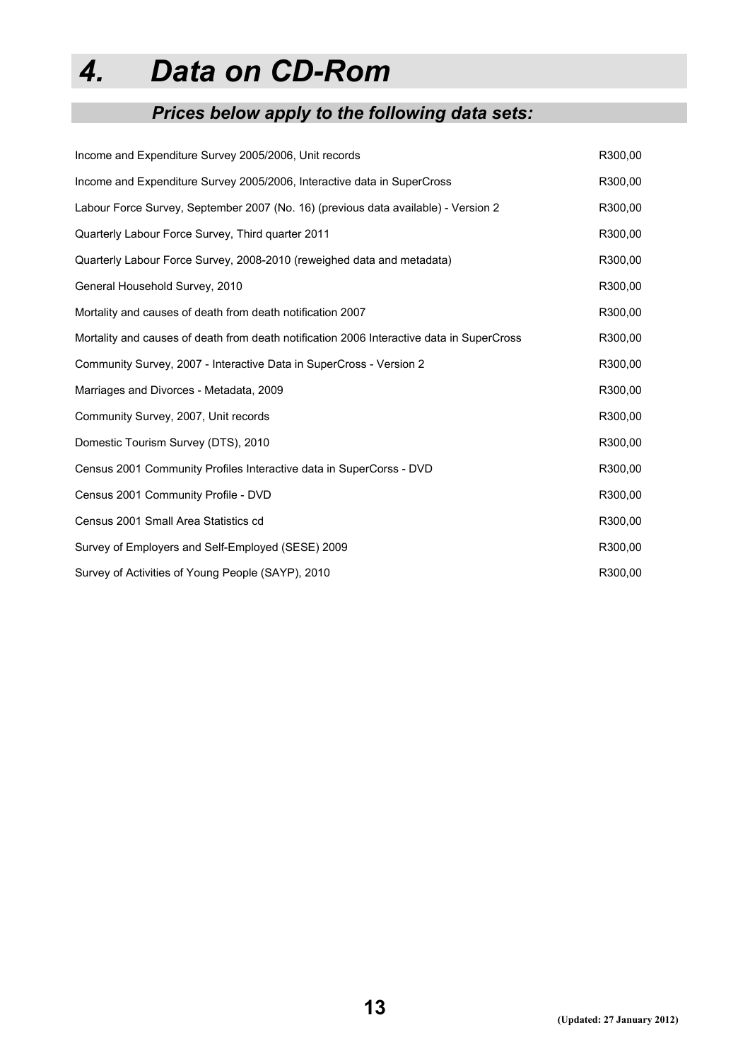# *4. Data on CD-Rom*

## *Prices below apply to the following data sets:*

| | |
|---|---|
| Income and Expenditure Survey 2005/2006, Unit records | R300,00 |
| Income and Expenditure Survey 2005/2006, Interactive data in SuperCross | R300,00 |
| Labour Force Survey, September 2007 (No. 16) (previous data available) - Version 2 | R300,00 |
| Quarterly Labour Force Survey, Third quarter 2011 | R300,00 |
| Quarterly Labour Force Survey, 2008-2010 (reweighed data and metadata) | R300,00 |
| General Household Survey, 2010 | R300,00 |
| Mortality and causes of death from death notification 2007 | R300,00 |
| Mortality and causes of death from death notification 2006 Interactive data in SuperCross | R300,00 |
| Community Survey, 2007 - Interactive Data in SuperCross - Version 2 | R300,00 |
| Marriages and Divorces - Metadata, 2009 | R300,00 |
| Community Survey, 2007, Unit records | R300,00 |
| Domestic Tourism Survey (DTS), 2010 | R300,00 |
| Census 2001 Community Profiles Interactive data in SuperCorss - DVD | R300,00 |
| Census 2001 Community Profile - DVD | R300,00 |
| Census 2001 Small Area Statistics cd | R300,00 |
| Survey of Employers and Self-Employed (SESE) 2009 | R300,00 |
| Survey of Activities of Young People (SAYP), 2010 | R300,00 |

**(Updated: 27 January 2012)**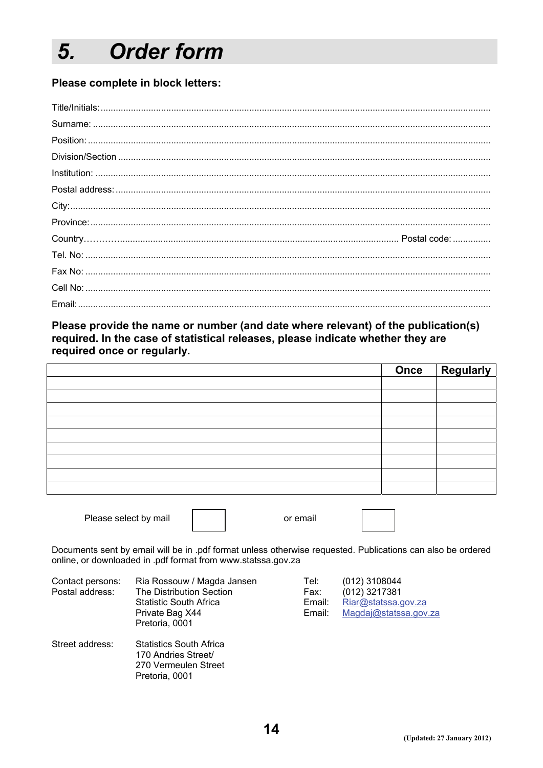# 5. Order form

**Please complete in block letters:**

Title/Initials: ............................................................................................................................................

Surname: ..................................................................................................................................................

Position: ...................................................................................................................................................

Division/Section .......................................................................................................................................

Institution: ................................................................................................................................................

Postal address: .........................................................................................................................................

City: ..........................................................................................................................................................

Province: ...................................................................................................................................................

Country……………........................................................................................................ Postal code: ...............

Tel. No: ....................................................................................................................................................

Fax No: .....................................................................................................................................................

Cell No: .....................................................................................................................................................

Email: ........................................................................................................................................................

**Please provide the name or number (and date where relevant) of the publication(s) required. In the case of statistical releases, please indicate whether they are required once or regularly.**

| | Once | Regularly |
|---|---|---|
| | | |
| | | |
| | | |
| | | |
| | | |
| | | |
| | | |
| | | |
| | | |

Please select by mail ☐ or email ☐

Documents sent by email will be in .pdf format unless otherwise requested. Publications can also be ordered online, or downloaded in .pdf format from www.statssa.gov.za

Contact persons: Ria Rossouw / Magda Jansen

Postal address: The Distribution Section
Statistic South Africa
Private Bag X44
Pretoria, 0001

Tel: (012) 3108044
Fax: (012) 3217381
Email: Riar@statssa.gov.za
Email: Magdaj@statssa.gov.za

Street address: Statistics South Africa
170 Andries Street/
270 Vermeulen Street
Pretoria, 0001

**(Updated: 27 January 2012)**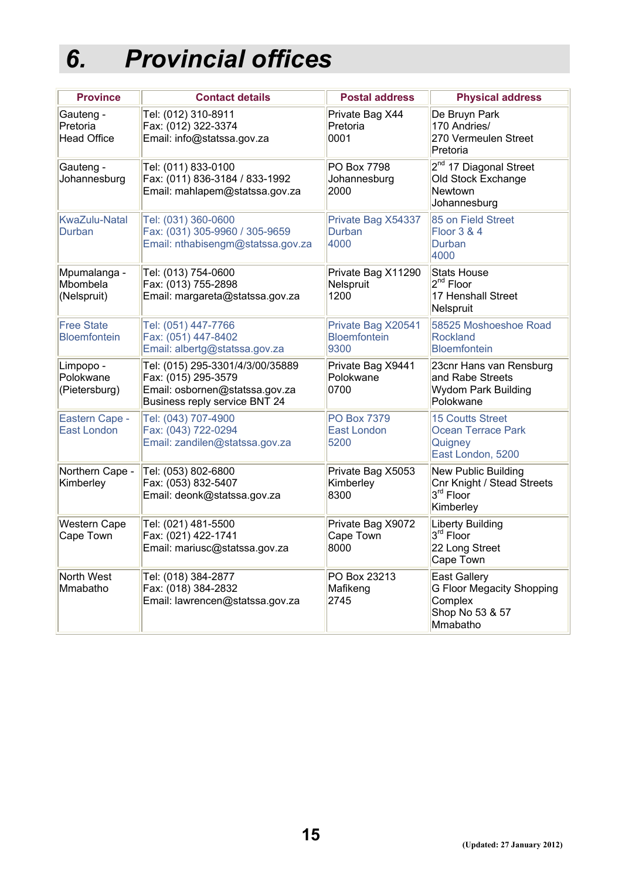# 6. Provincial offices

| Province | Contact details | Postal address | Physical address |
|---|---|---|---|
| Gauteng - Pretoria Head Office | Tel: (012) 310-8911<br>Fax: (012) 322-3374<br>Email: info@statssa.gov.za | Private Bag X44<br>Pretoria<br>0001 | De Bruyn Park<br>170 Andries/<br>270 Vermeulen Street<br>Pretoria |
| Gauteng - Johannesburg | Tel: (011) 833-0100<br>Fax: (011) 836-3184 / 833-1992<br>Email: mahlapem@statssa.gov.za | PO Box 7798<br>Johannesburg<br>2000 | 2nd 17 Diagonal Street<br>Old Stock Exchange<br>Newtown<br>Johannesburg |
| KwaZulu-Natal Durban | Tel: (031) 360-0600<br>Fax: (031) 305-9960 / 305-9659<br>Email: nthabisengm@statssa.gov.za | Private Bag X54337<br>Durban<br>4000 | 85 on Field Street<br>Floor 3 & 4<br>Durban<br>4000 |
| Mpumalanga - Mbombela (Nelspruit) | Tel: (013) 754-0600<br>Fax: (013) 755-2898<br>Email: margareta@statssa.gov.za | Private Bag X11290<br>Nelspruit<br>1200 | Stats House<br>2nd Floor<br>17 Henshall Street<br>Nelspruit |
| Free State Bloemfontein | Tel: (051) 447-7766<br>Fax: (051) 447-8402<br>Email: albertg@statssa.gov.za | Private Bag X20541<br>Bloemfontein<br>9300 | 58525 Moshoeshoe Road<br>Rockland<br>Bloemfontein |
| Limpopo - Polokwane (Pietersburg) | Tel: (015) 295-3301/4/3/00/35889<br>Fax: (015) 295-3579<br>Email: osbornen@statssa.gov.za<br>Business reply service BNT 24 | Private Bag X9441<br>Polokwane<br>0700 | 23cnr Hans van Rensburg and Rabe Streets<br>Wydom Park Building<br>Polokwane |
| Eastern Cape - East London | Tel: (043) 707-4900<br>Fax: (043) 722-0294<br>Email: zandilen@statssa.gov.za | PO Box 7379<br>East London<br>5200 | 15 Coutts Street<br>Ocean Terrace Park<br>Quigney<br>East London, 5200 |
| Northern Cape - Kimberley | Tel: (053) 802-6800<br>Fax: (053) 832-5407<br>Email: deonk@statssa.gov.za | Private Bag X5053<br>Kimberley<br>8300 | New Public Building<br>Cnr Knight / Stead Streets<br>3rd Floor<br>Kimberley |
| Western Cape Cape Town | Tel: (021) 481-5500<br>Fax: (021) 422-1741<br>Email: mariusc@statssa.gov.za | Private Bag X9072<br>Cape Town<br>8000 | Liberty Building<br>3rd Floor<br>22 Long Street<br>Cape Town |
| North West Mmabatho | Tel: (018) 384-2877<br>Fax: (018) 384-2832<br>Email: lawrencen@statssa.gov.za | PO Box 23213<br>Mafikeng<br>2745 | East Gallery<br>G Floor Megacity Shopping Complex<br>Shop No 53 & 57<br>Mmabatho |

(Updated: 27 January 2012)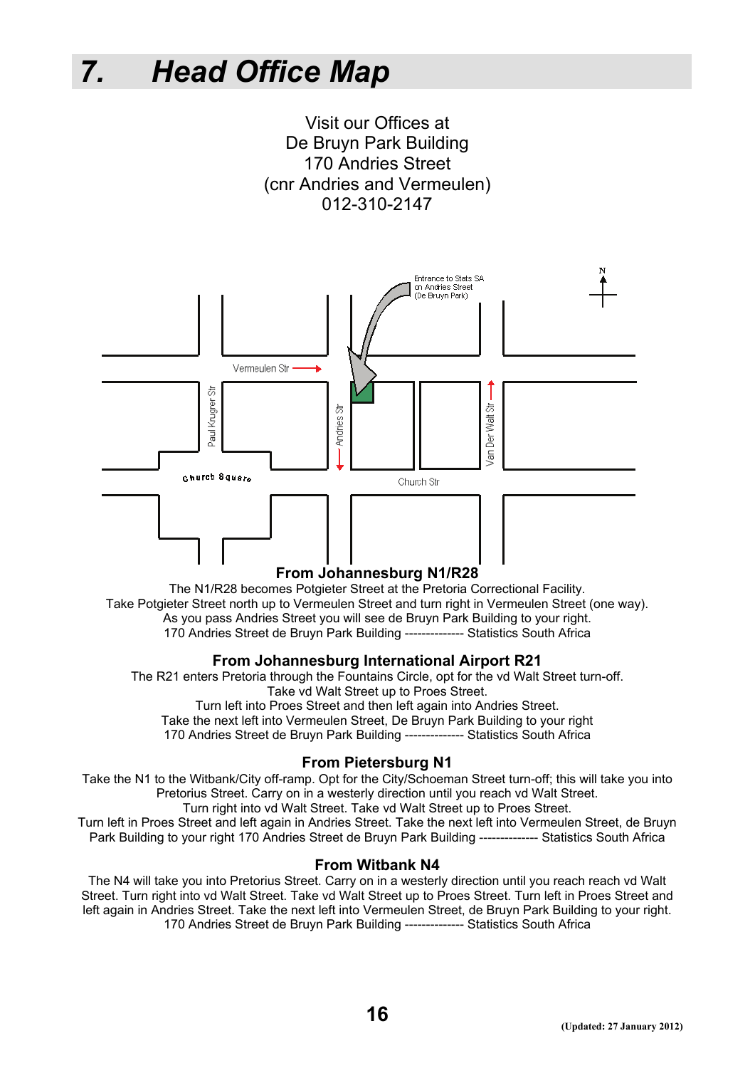// Head Office Map page; map labels reproduced as plain lines; update-date line kept as printed (a dated note rather than a repeating running footer).
# 7. Head Office Map

Visit our Offices at
De Bruyn Park Building
170 Andries Street
(cnr Andries and Vermeulen)
012-310-2147

Entrance to Stats SA
cn Andries Street
(De Bruyn Park)

N

Vermeulen Str

Paul Kruger Str

Andries Str

Van Der Walt Str

Church Square

Church Str

## From Johannesburg N1/R28

The N1/R28 becomes Potgieter Street at the Pretoria Correctional Facility.
Take Potgieter Street north up to Vermeulen Street and turn right in Vermeulen Street (one way).
As you pass Andries Street you will see de Bruyn Park Building to your right.
170 Andries Street de Bruyn Park Building ------------- Statistics South Africa

## From Johannesburg International Airport R21

The R21 enters Pretoria through the Fountains Circle, opt for the vd Walt Street turn-off.
Take vd Walt Street up to Proes Street.
Turn left into Proes Street and then left again into Andries Street.
Take the next left into Vermeulen Street, De Bruyn Park Building to your right
170 Andries Street de Bruyn Park Building ------------- Statistics South Africa

## From Pietersburg N1

Take the N1 to the Witbank/City off-ramp. Opt for the City/Schoeman Street turn-off; this will take you into Pretorius Street. Carry on in a westerly direction until you reach vd Walt Street.
Turn right into vd Walt Street. Take vd Walt Street up to Proes Street.
Turn left in Proes Street and left again in Andries Street. Take the next left into Vermeulen Street, de Bruyn Park Building to your right 170 Andries Street de Bruyn Park Building ------------- Statistics South Africa

## From Witbank N4

The N4 will take you into Pretorius Street. Carry on in a westerly direction until you reach reach vd Walt Street. Turn right into vd Walt Street. Take vd Walt Street up to Proes Street. Turn left in Proes Street and left again in Andries Street. Take the next left into Vermeulen Street, de Bruyn Park Building to your right.
170 Andries Street de Bruyn Park Building ------------- Statistics South Africa

(Updated: 27 January 2012)